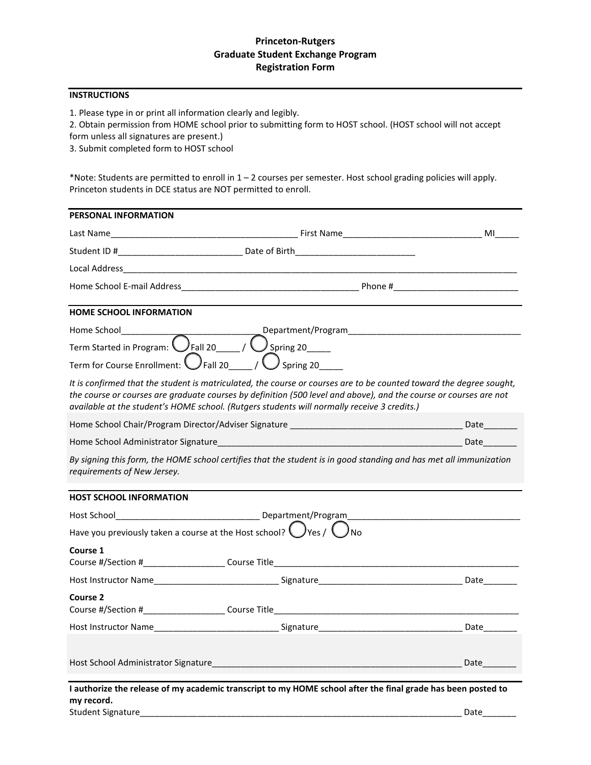# Princeton-Rutgers
# Graduate Student Exchange Program
# Registration Form

## INSTRUCTIONS

1. Please type in or print all information clearly and legibly.
2. Obtain permission from HOME school prior to submitting form to HOST school. (HOST school will not accept form unless all signatures are present.)
3. Submit completed form to HOST school

*Note: Students are permitted to enroll in 1 – 2 courses per semester. Host school grading policies will apply. Princeton students in DCE status are NOT permitted to enroll.

## PERSONAL INFORMATION

Last Name________________________________________ First Name______________________________ MI_____

Student ID #__________________________ Date of Birth_________________________

Local Address________________________________________________________________________________

Home School E-mail Address_____________________________________ Phone #__________________________

## HOME SCHOOL INFORMATION

Home School______________________________Department/Program____________________________________

Term Started in Program: ◯ Fall 20_____ / ◯ Spring 20_____

Term for Course Enrollment: ◯ Fall 20_____ / ◯ Spring 20_____

*It is confirmed that the student is matriculated, the course or courses are to be counted toward the degree sought, the course or courses are graduate courses by definition (500 level and above), and the course or courses are not available at the student's HOME school. (Rutgers students will normally receive 3 credits.)*

Home School Chair/Program Director/Adviser Signature _____________________________________ Date_______

Home School Administrator Signature______________________________________________________ Date_______

*By signing this form, the HOME school certifies that the student is in good standing and has met all immunization requirements of New Jersey.*

## HOST SCHOOL INFORMATION

Host School_______________________________ Department/Program____________________________________

Have you previously taken a course at the Host school? ◯ Yes / ◯ No

**Course 1**
Course #/Section #_________________ Course Title_____________________________________________________

Host Instructor Name___________________________ Signature_______________________________ Date_______

**Course 2**
Course #/Section #_________________ Course Title_____________________________________________________

Host Instructor Name___________________________ Signature_______________________________ Date_______

Host School Administrator Signature_______________________________________________________ Date_______

**I authorize the release of my academic transcript to my HOME school after the final grade has been posted to my record.**

Student Signature_______________________________________________________________________ Date_______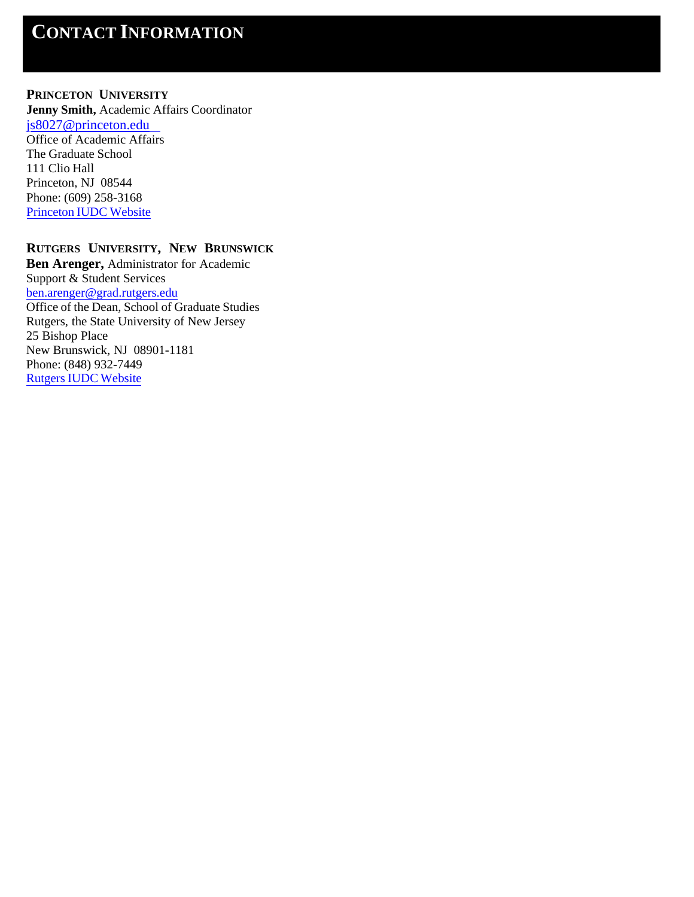# Contact Information

**Princeton University**
**Jenny Smith,** Academic Affairs Coordinator
js8027@princeton.edu
Office of Academic Affairs
The Graduate School
111 Clio Hall
Princeton, NJ 08544
Phone: (609) 258-3168
Princeton IUDC Website

**Rutgers University, New Brunswick**
**Ben Arenger,** Administrator for Academic Support & Student Services
ben.arenger@grad.rutgers.edu
Office of the Dean, School of Graduate Studies
Rutgers, the State University of New Jersey
25 Bishop Place
New Brunswick, NJ 08901-1181
Phone: (848) 932-7449
Rutgers IUDC Website